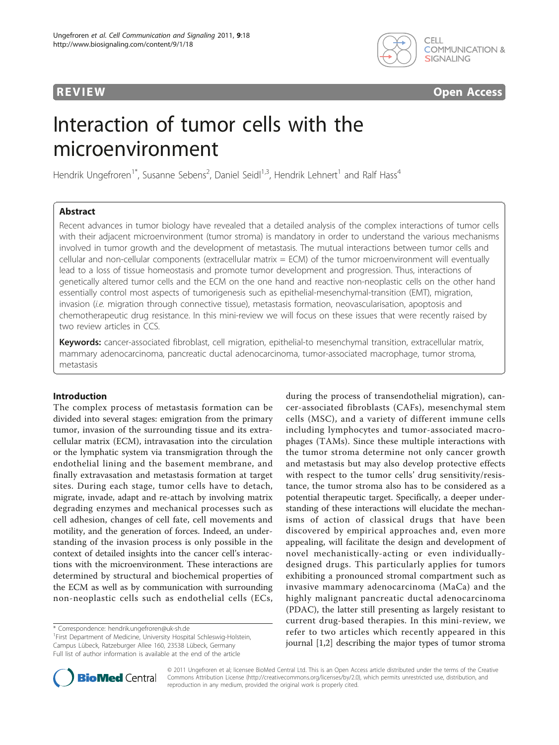REVIEW Open Access

# Interaction of tumor cells with the microenvironment

Hendrik Ungefroren[1*], Susanne Sebens[2], Daniel Seidl[1,3], Hendrik Lehnert[1] and Ralf Hass[4]

## Abstract

Recent advances in tumor biology have revealed that a detailed analysis of the complex interactions of tumor cells with their adjacent microenvironment (tumor stroma) is mandatory in order to understand the various mechanisms involved in tumor growth and the development of metastasis. The mutual interactions between tumor cells and cellular and non-cellular components (extracellular matrix = ECM) of the tumor microenvironment will eventually lead to a loss of tissue homeostasis and promote tumor development and progression. Thus, interactions of genetically altered tumor cells and the ECM on the one hand and reactive non-neoplastic cells on the other hand essentially control most aspects of tumorigenesis such as epithelial-mesenchymal-transition (EMT), migration, invasion (*i.e.* migration through connective tissue), metastasis formation, neovascularisation, apoptosis and chemotherapeutic drug resistance. In this mini-review we will focus on these issues that were recently raised by two review articles in CCS.

**Keywords:** cancer-associated fibroblast, cell migration, epithelial-to mesenchymal transition, extracellular matrix, mammary adenocarcinoma, pancreatic ductal adenocarcinoma, tumor-associated macrophage, tumor stroma, metastasis

## Introduction

The complex process of metastasis formation can be divided into several stages: emigration from the primary tumor, invasion of the surrounding tissue and its extracellular matrix (ECM), intravasation into the circulation or the lymphatic system via transmigration through the endothelial lining and the basement membrane, and finally extravasation and metastasis formation at target sites. During each stage, tumor cells have to detach, migrate, invade, adapt and re-attach by involving matrix degrading enzymes and mechanical processes such as cell adhesion, changes of cell fate, cell movements and motility, and the generation of forces. Indeed, an understanding of the invasion process is only possible in the context of detailed insights into the cancer cell's interactions with the microenvironment. These interactions are determined by structural and biochemical properties of the ECM as well as by communication with surrounding non-neoplastic cells such as endothelial cells (ECs, during the process of transendothelial migration), cancer-associated fibroblasts (CAFs), mesenchymal stem cells (MSC), and a variety of different immune cells including lymphocytes and tumor-associated macrophages (TAMs). Since these multiple interactions with the tumor stroma determine not only cancer growth and metastasis but may also develop protective effects with respect to the tumor cells' drug sensitivity/resistance, the tumor stroma also has to be considered as a potential therapeutic target. Specifically, a deeper understanding of these interactions will elucidate the mechanisms of action of classical drugs that have been discovered by empirical approaches and, even more appealing, will facilitate the design and development of novel mechanistically-acting or even individually-designed drugs. This particularly applies for tumors exhibiting a pronounced stromal compartment such as invasive mammary adenocarcinoma (MaCa) and the highly malignant pancreatic ductal adenocarcinoma (PDAC), the latter still presenting as largely resistant to current drug-based therapies. In this mini-review, we refer to two articles which recently appeared in this journal [1,2] describing the major types of tumor stroma

\* Correspondence: hendrik.ungefroren@uk-sh.de
[1]First Department of Medicine, University Hospital Schleswig-Holstein, Campus Lübeck, Ratzeburger Allee 160, 23538 Lübeck, Germany
Full list of author information is available at the end of the article

© 2011 Ungefroren et al; licensee BioMed Central Ltd. This is an Open Access article distributed under the terms of the Creative Commons Attribution License (http://creativecommons.org/licenses/by/2.0), which permits unrestricted use, distribution, and reproduction in any medium, provided the original work is properly cited.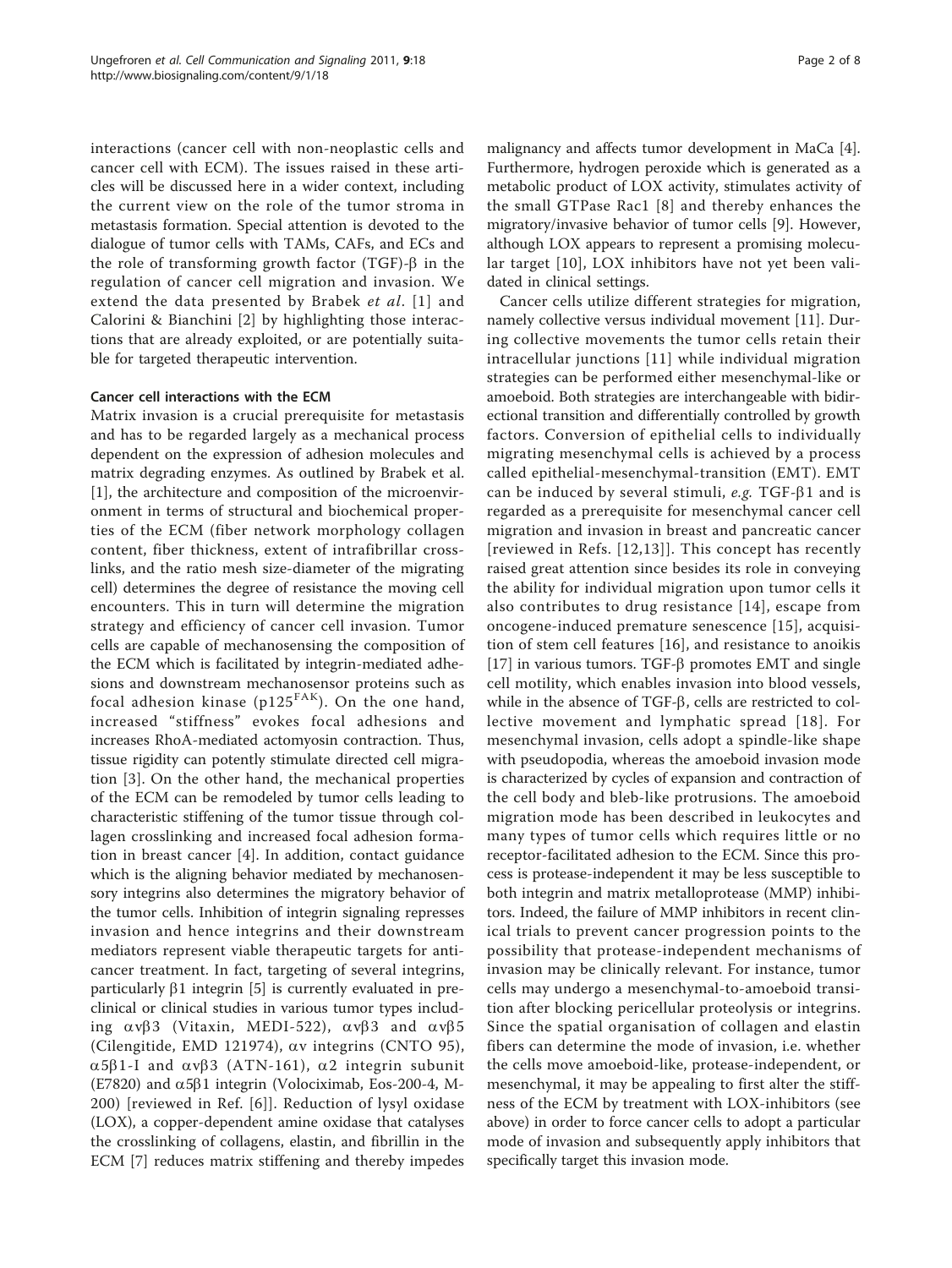interactions (cancer cell with non-neoplastic cells and cancer cell with ECM). The issues raised in these articles will be discussed here in a wider context, including the current view on the role of the tumor stroma in metastasis formation. Special attention is devoted to the dialogue of tumor cells with TAMs, CAFs, and ECs and the role of transforming growth factor (TGF)-β in the regulation of cancer cell migration and invasion. We extend the data presented by Brabek *et al*. [1] and Calorini & Bianchini [2] by highlighting those interactions that are already exploited, or are potentially suitable for targeted therapeutic intervention.

### Cancer cell interactions with the ECM

Matrix invasion is a crucial prerequisite for metastasis and has to be regarded largely as a mechanical process dependent on the expression of adhesion molecules and matrix degrading enzymes. As outlined by Brabek et al. [1], the architecture and composition of the microenvironment in terms of structural and biochemical properties of the ECM (fiber network morphology collagen content, fiber thickness, extent of intrafibrillar crosslinks, and the ratio mesh size-diameter of the migrating cell) determines the degree of resistance the moving cell encounters. This in turn will determine the migration strategy and efficiency of cancer cell invasion. Tumor cells are capable of mechanosensing the composition of the ECM which is facilitated by integrin-mediated adhesions and downstream mechanosensor proteins such as focal adhesion kinase ($p125^{FAK}$). On the one hand, increased "stiffness" evokes focal adhesions and increases RhoA-mediated actomyosin contraction. Thus, tissue rigidity can potently stimulate directed cell migration [3]. On the other hand, the mechanical properties of the ECM can be remodeled by tumor cells leading to characteristic stiffening of the tumor tissue through collagen crosslinking and increased focal adhesion formation in breast cancer [4]. In addition, contact guidance which is the aligning behavior mediated by mechanosensory integrins also determines the migratory behavior of the tumor cells. Inhibition of integrin signaling represses invasion and hence integrins and their downstream mediators represent viable therapeutic targets for anticancer treatment. In fact, targeting of several integrins, particularly β1 integrin [5] is currently evaluated in preclinical or clinical studies in various tumor types including αvβ3 (Vitaxin, MEDI-522), αvβ3 and αvβ5 (Cilengitide, EMD 121974), αv integrins (CNTO 95), α5β1-I and αvβ3 (ATN-161), α2 integrin subunit (E7820) and α5β1 integrin (Volociximab, Eos-200-4, M-200) [reviewed in Ref. [6]]. Reduction of lysyl oxidase (LOX), a copper-dependent amine oxidase that catalyses the crosslinking of collagens, elastin, and fibrillin in the ECM [7] reduces matrix stiffening and thereby impedes malignancy and affects tumor development in MaCa [4]. Furthermore, hydrogen peroxide which is generated as a metabolic product of LOX activity, stimulates activity of the small GTPase Rac1 [8] and thereby enhances the migratory/invasive behavior of tumor cells [9]. However, although LOX appears to represent a promising molecular target [10], LOX inhibitors have not yet been validated in clinical settings.

Cancer cells utilize different strategies for migration, namely collective versus individual movement [11]. During collective movements the tumor cells retain their intracellular junctions [11] while individual migration strategies can be performed either mesenchymal-like or amoeboid. Both strategies are interchangeable with bidirectional transition and differentially controlled by growth factors. Conversion of epithelial cells to individually migrating mesenchymal cells is achieved by a process called epithelial-mesenchymal-transition (EMT). EMT can be induced by several stimuli, *e.g.* TGF-β1 and is regarded as a prerequisite for mesenchymal cancer cell migration and invasion in breast and pancreatic cancer [reviewed in Refs. [12,13]]. This concept has recently raised great attention since besides its role in conveying the ability for individual migration upon tumor cells it also contributes to drug resistance [14], escape from oncogene-induced premature senescence [15], acquisition of stem cell features [16], and resistance to anoikis [17] in various tumors. TGF-β promotes EMT and single cell motility, which enables invasion into blood vessels, while in the absence of TGF-β, cells are restricted to collective movement and lymphatic spread [18]. For mesenchymal invasion, cells adopt a spindle-like shape with pseudopodia, whereas the amoeboid invasion mode is characterized by cycles of expansion and contraction of the cell body and bleb-like protrusions. The amoeboid migration mode has been described in leukocytes and many types of tumor cells which requires little or no receptor-facilitated adhesion to the ECM. Since this process is protease-independent it may be less susceptible to both integrin and matrix metalloprotease (MMP) inhibitors. Indeed, the failure of MMP inhibitors in recent clinical trials to prevent cancer progression points to the possibility that protease-independent mechanisms of invasion may be clinically relevant. For instance, tumor cells may undergo a mesenchymal-to-amoeboid transition after blocking pericellular proteolysis or integrins. Since the spatial organisation of collagen and elastin fibers can determine the mode of invasion, i.e. whether the cells move amoeboid-like, protease-independent, or mesenchymal, it may be appealing to first alter the stiffness of the ECM by treatment with LOX-inhibitors (see above) in order to force cancer cells to adopt a particular mode of invasion and subsequently apply inhibitors that specifically target this invasion mode.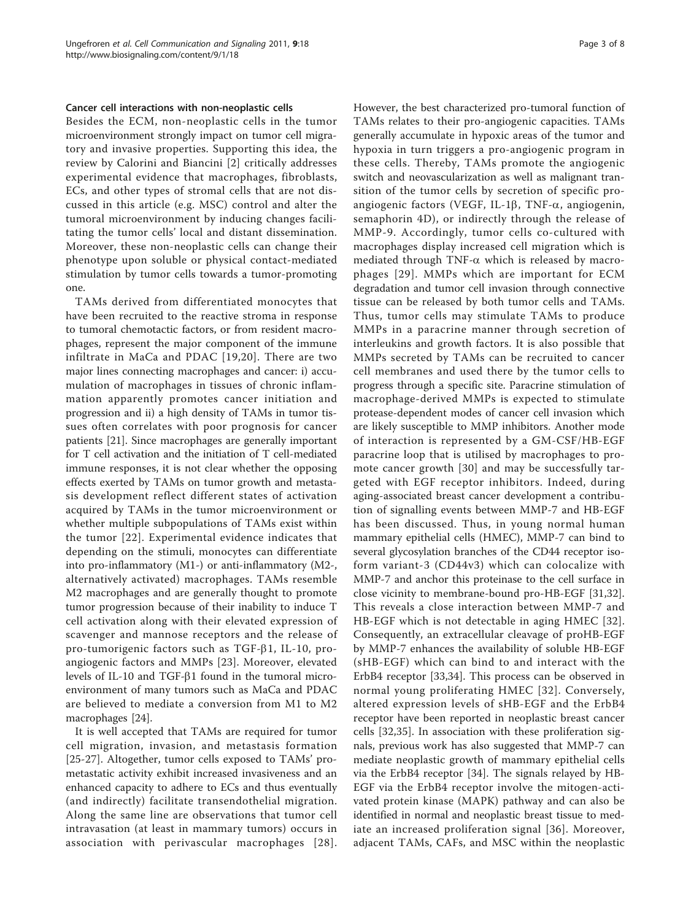#### Cancer cell interactions with non-neoplastic cells

Besides the ECM, non-neoplastic cells in the tumor microenvironment strongly impact on tumor cell migratory and invasive properties. Supporting this idea, the review by Calorini and Biancini [2] critically addresses experimental evidence that macrophages, fibroblasts, ECs, and other types of stromal cells that are not discussed in this article (e.g. MSC) control and alter the tumoral microenvironment by inducing changes facilitating the tumor cells' local and distant dissemination. Moreover, these non-neoplastic cells can change their phenotype upon soluble or physical contact-mediated stimulation by tumor cells towards a tumor-promoting one.

TAMs derived from differentiated monocytes that have been recruited to the reactive stroma in response to tumoral chemotactic factors, or from resident macrophages, represent the major component of the immune infiltrate in MaCa and PDAC [19,20]. There are two major lines connecting macrophages and cancer: i) accumulation of macrophages in tissues of chronic inflammation apparently promotes cancer initiation and progression and ii) a high density of TAMs in tumor tissues often correlates with poor prognosis for cancer patients [21]. Since macrophages are generally important for T cell activation and the initiation of T cell-mediated immune responses, it is not clear whether the opposing effects exerted by TAMs on tumor growth and metastasis development reflect different states of activation acquired by TAMs in the tumor microenvironment or whether multiple subpopulations of TAMs exist within the tumor [22]. Experimental evidence indicates that depending on the stimuli, monocytes can differentiate into pro-inflammatory (M1-) or anti-inflammatory (M2-, alternatively activated) macrophages. TAMs resemble M2 macrophages and are generally thought to promote tumor progression because of their inability to induce T cell activation along with their elevated expression of scavenger and mannose receptors and the release of pro-tumorigenic factors such as TGF-β1, IL-10, pro-angiogenic factors and MMPs [23]. Moreover, elevated levels of IL-10 and TGF-β1 found in the tumoral microenvironment of many tumors such as MaCa and PDAC are believed to mediate a conversion from M1 to M2 macrophages [24].

It is well accepted that TAMs are required for tumor cell migration, invasion, and metastasis formation [25-27]. Altogether, tumor cells exposed to TAMs' pro-metastatic activity exhibit increased invasiveness and an enhanced capacity to adhere to ECs and thus eventually (and indirectly) facilitate transendothelial migration. Along the same line are observations that tumor cell intravasation (at least in mammary tumors) occurs in association with perivascular macrophages [28]. However, the best characterized pro-tumoral function of TAMs relates to their pro-angiogenic capacities. TAMs generally accumulate in hypoxic areas of the tumor and hypoxia in turn triggers a pro-angiogenic program in these cells. Thereby, TAMs promote the angiogenic switch and neovascularization as well as malignant transition of the tumor cells by secretion of specific pro-angiogenic factors (VEGF, IL-1β, TNF-α, angiogenin, semaphorin 4D), or indirectly through the release of MMP-9. Accordingly, tumor cells co-cultured with macrophages display increased cell migration which is mediated through TNF-α which is released by macrophages [29]. MMPs which are important for ECM degradation and tumor cell invasion through connective tissue can be released by both tumor cells and TAMs. Thus, tumor cells may stimulate TAMs to produce MMPs in a paracrine manner through secretion of interleukins and growth factors. It is also possible that MMPs secreted by TAMs can be recruited to cancer cell membranes and used there by the tumor cells to progress through a specific site. Paracrine stimulation of macrophage-derived MMPs is expected to stimulate protease-dependent modes of cancer cell invasion which are likely susceptible to MMP inhibitors. Another mode of interaction is represented by a GM-CSF/HB-EGF paracrine loop that is utilised by macrophages to promote cancer growth [30] and may be successfully targeted with EGF receptor inhibitors. Indeed, during aging-associated breast cancer development a contribution of signalling events between MMP-7 and HB-EGF has been discussed. Thus, in young normal human mammary epithelial cells (HMEC), MMP-7 can bind to several glycosylation branches of the CD44 receptor isoform variant-3 (CD44v3) which can colocalize with MMP-7 and anchor this proteinase to the cell surface in close vicinity to membrane-bound pro-HB-EGF [31,32]. This reveals a close interaction between MMP-7 and HB-EGF which is not detectable in aging HMEC [32]. Consequently, an extracellular cleavage of proHB-EGF by MMP-7 enhances the availability of soluble HB-EGF (sHB-EGF) which can bind to and interact with the ErbB4 receptor [33,34]. This process can be observed in normal young proliferating HMEC [32]. Conversely, altered expression levels of sHB-EGF and the ErbB4 receptor have been reported in neoplastic breast cancer cells [32,35]. In association with these proliferation signals, previous work has also suggested that MMP-7 can mediate neoplastic growth of mammary epithelial cells via the ErbB4 receptor [34]. The signals relayed by HB-EGF via the ErbB4 receptor involve the mitogen-activated protein kinase (MAPK) pathway and can also be identified in normal and neoplastic breast tissue to mediate an increased proliferation signal [36]. Moreover, adjacent TAMs, CAFs, and MSC within the neoplastic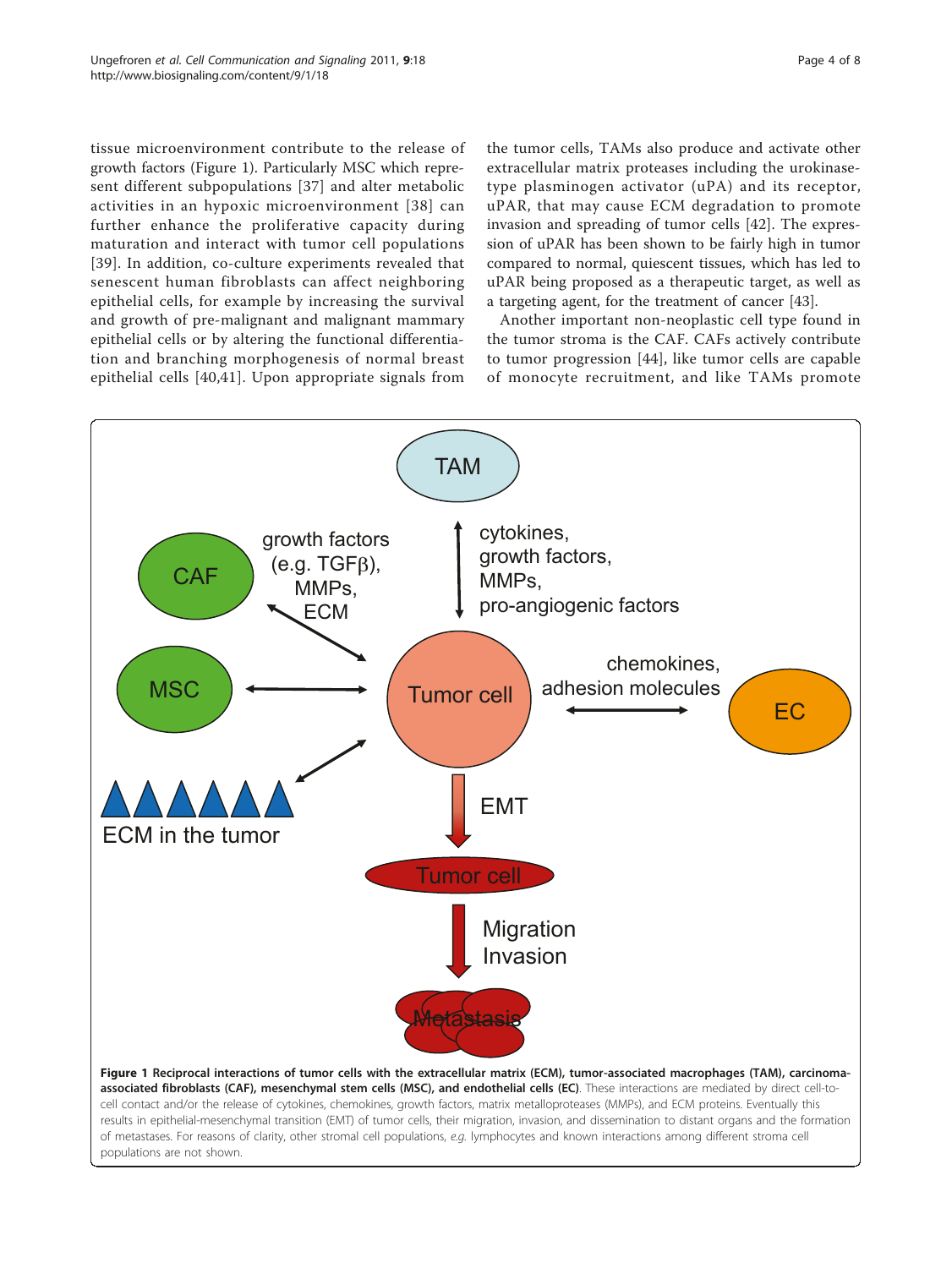tissue microenvironment contribute to the release of growth factors (Figure 1). Particularly MSC which represent different subpopulations [37] and alter metabolic activities in an hypoxic microenvironment [38] can further enhance the proliferative capacity during maturation and interact with tumor cell populations [39]. In addition, co-culture experiments revealed that senescent human fibroblasts can affect neighboring epithelial cells, for example by increasing the survival and growth of pre-malignant and malignant mammary epithelial cells or by altering the functional differentiation and branching morphogenesis of normal breast epithelial cells [40,41]. Upon appropriate signals from the tumor cells, TAMs also produce and activate other extracellular matrix proteases including the urokinase-type plasminogen activator (uPA) and its receptor, uPAR, that may cause ECM degradation to promote invasion and spreading of tumor cells [42]. The expression of uPAR has been shown to be fairly high in tumor compared to normal, quiescent tissues, which has led to uPAR being proposed as a therapeutic target, as well as a targeting agent, for the treatment of cancer [43].

Another important non-neoplastic cell type found in the tumor stroma is the CAF. CAFs actively contribute to tumor progression [44], like tumor cells are capable of monocyte recruitment, and like TAMs promote

**Figure 1 Reciprocal interactions of tumor cells with the extracellular matrix (ECM), tumor-associated macrophages (TAM), carcinoma-associated fibroblasts (CAF), mesenchymal stem cells (MSC), and endothelial cells (EC)**. These interactions are mediated by direct cell-to-cell contact and/or the release of cytokines, chemokines, growth factors, matrix metalloproteases (MMPs), and ECM proteins. Eventually this results in epithelial-mesenchymal transition (EMT) of tumor cells, their migration, invasion, and dissemination to distant organs and the formation of metastases. For reasons of clarity, other stromal cell populations, *e.g.* lymphocytes and known interactions among different stroma cell populations are not shown.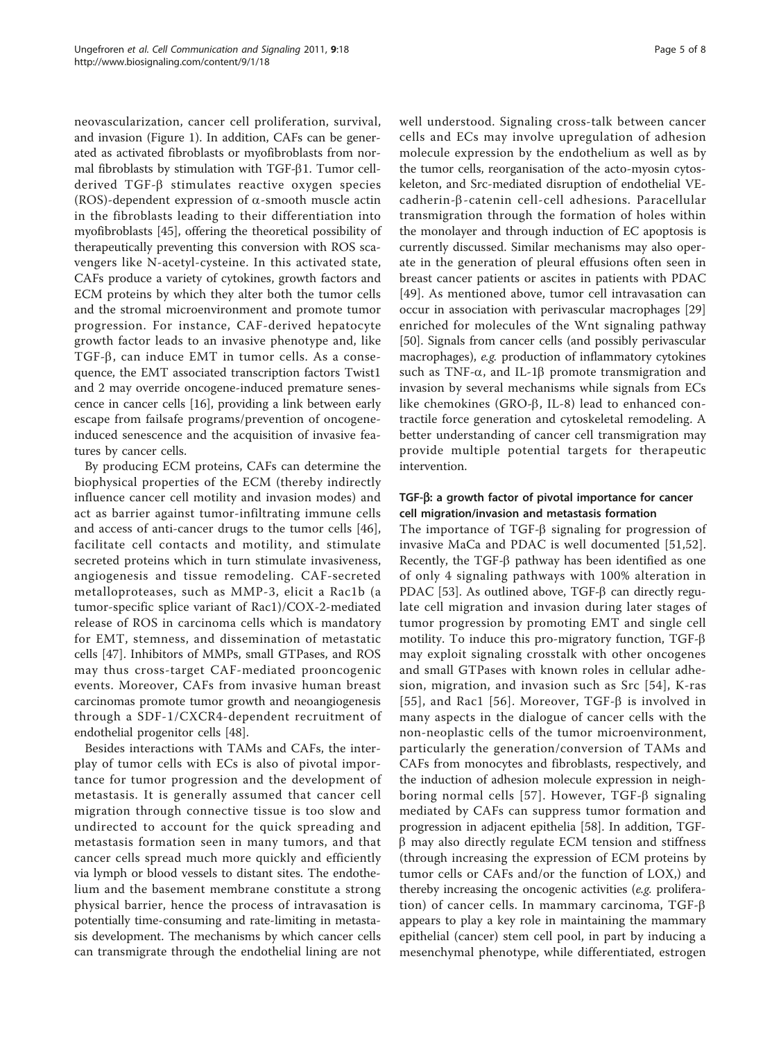neovascularization, cancer cell proliferation, survival, and invasion (Figure 1). In addition, CAFs can be generated as activated fibroblasts or myofibroblasts from normal fibroblasts by stimulation with TGF-β1. Tumor cell-derived TGF-β stimulates reactive oxygen species (ROS)-dependent expression of α-smooth muscle actin in the fibroblasts leading to their differentiation into myofibroblasts [45], offering the theoretical possibility of therapeutically preventing this conversion with ROS scavengers like N-acetyl-cysteine. In this activated state, CAFs produce a variety of cytokines, growth factors and ECM proteins by which they alter both the tumor cells and the stromal microenvironment and promote tumor progression. For instance, CAF-derived hepatocyte growth factor leads to an invasive phenotype and, like TGF-β, can induce EMT in tumor cells. As a consequence, the EMT associated transcription factors Twist1 and 2 may override oncogene-induced premature senescence in cancer cells [16], providing a link between early escape from failsafe programs/prevention of oncogene-induced senescence and the acquisition of invasive features by cancer cells.

By producing ECM proteins, CAFs can determine the biophysical properties of the ECM (thereby indirectly influence cancer cell motility and invasion modes) and act as barrier against tumor-infiltrating immune cells and access of anti-cancer drugs to the tumor cells [46], facilitate cell contacts and motility, and stimulate secreted proteins which in turn stimulate invasiveness, angiogenesis and tissue remodeling. CAF-secreted metalloproteases, such as MMP-3, elicit a Rac1b (a tumor-specific splice variant of Rac1)/COX-2-mediated release of ROS in carcinoma cells which is mandatory for EMT, stemness, and dissemination of metastatic cells [47]. Inhibitors of MMPs, small GTPases, and ROS may thus cross-target CAF-mediated prooncogenic events. Moreover, CAFs from invasive human breast carcinomas promote tumor growth and neoangiogenesis through a SDF-1/CXCR4-dependent recruitment of endothelial progenitor cells [48].

Besides interactions with TAMs and CAFs, the interplay of tumor cells with ECs is also of pivotal importance for tumor progression and the development of metastasis. It is generally assumed that cancer cell migration through connective tissue is too slow and undirected to account for the quick spreading and metastasis formation seen in many tumors, and that cancer cells spread much more quickly and efficiently via lymph or blood vessels to distant sites. The endothelium and the basement membrane constitute a strong physical barrier, hence the process of intravasation is potentially time-consuming and rate-limiting in metastasis development. The mechanisms by which cancer cells can transmigrate through the endothelial lining are not well understood. Signaling cross-talk between cancer cells and ECs may involve upregulation of adhesion molecule expression by the endothelium as well as by the tumor cells, reorganisation of the acto-myosin cytoskeleton, and Src-mediated disruption of endothelial VE-cadherin-β-catenin cell-cell adhesions. Paracellular transmigration through the formation of holes within the monolayer and through induction of EC apoptosis is currently discussed. Similar mechanisms may also operate in the generation of pleural effusions often seen in breast cancer patients or ascites in patients with PDAC [49]. As mentioned above, tumor cell intravasation can occur in association with perivascular macrophages [29] enriched for molecules of the Wnt signaling pathway [50]. Signals from cancer cells (and possibly perivascular macrophages), *e.g.* production of inflammatory cytokines such as TNF-α, and IL-1β promote transmigration and invasion by several mechanisms while signals from ECs like chemokines (GRO-β, IL-8) lead to enhanced contractile force generation and cytoskeletal remodeling. A better understanding of cancer cell transmigration may provide multiple potential targets for therapeutic intervention.

### TGF-β: a growth factor of pivotal importance for cancer cell migration/invasion and metastasis formation

The importance of TGF-β signaling for progression of invasive MaCa and PDAC is well documented [51,52]. Recently, the TGF-β pathway has been identified as one of only 4 signaling pathways with 100% alteration in PDAC [53]. As outlined above, TGF-β can directly regulate cell migration and invasion during later stages of tumor progression by promoting EMT and single cell motility. To induce this pro-migratory function, TGF-β may exploit signaling crosstalk with other oncogenes and small GTPases with known roles in cellular adhesion, migration, and invasion such as Src [54], K-ras [55], and Rac1 [56]. Moreover, TGF-β is involved in many aspects in the dialogue of cancer cells with the non-neoplastic cells of the tumor microenvironment, particularly the generation/conversion of TAMs and CAFs from monocytes and fibroblasts, respectively, and the induction of adhesion molecule expression in neighboring normal cells [57]. However, TGF-β signaling mediated by CAFs can suppress tumor formation and progression in adjacent epithelia [58]. In addition, TGF-β may also directly regulate ECM tension and stiffness (through increasing the expression of ECM proteins by tumor cells or CAFs and/or the function of LOX,) and thereby increasing the oncogenic activities (*e.g.* proliferation) of cancer cells. In mammary carcinoma, TGF-β appears to play a key role in maintaining the mammary epithelial (cancer) stem cell pool, in part by inducing a mesenchymal phenotype, while differentiated, estrogen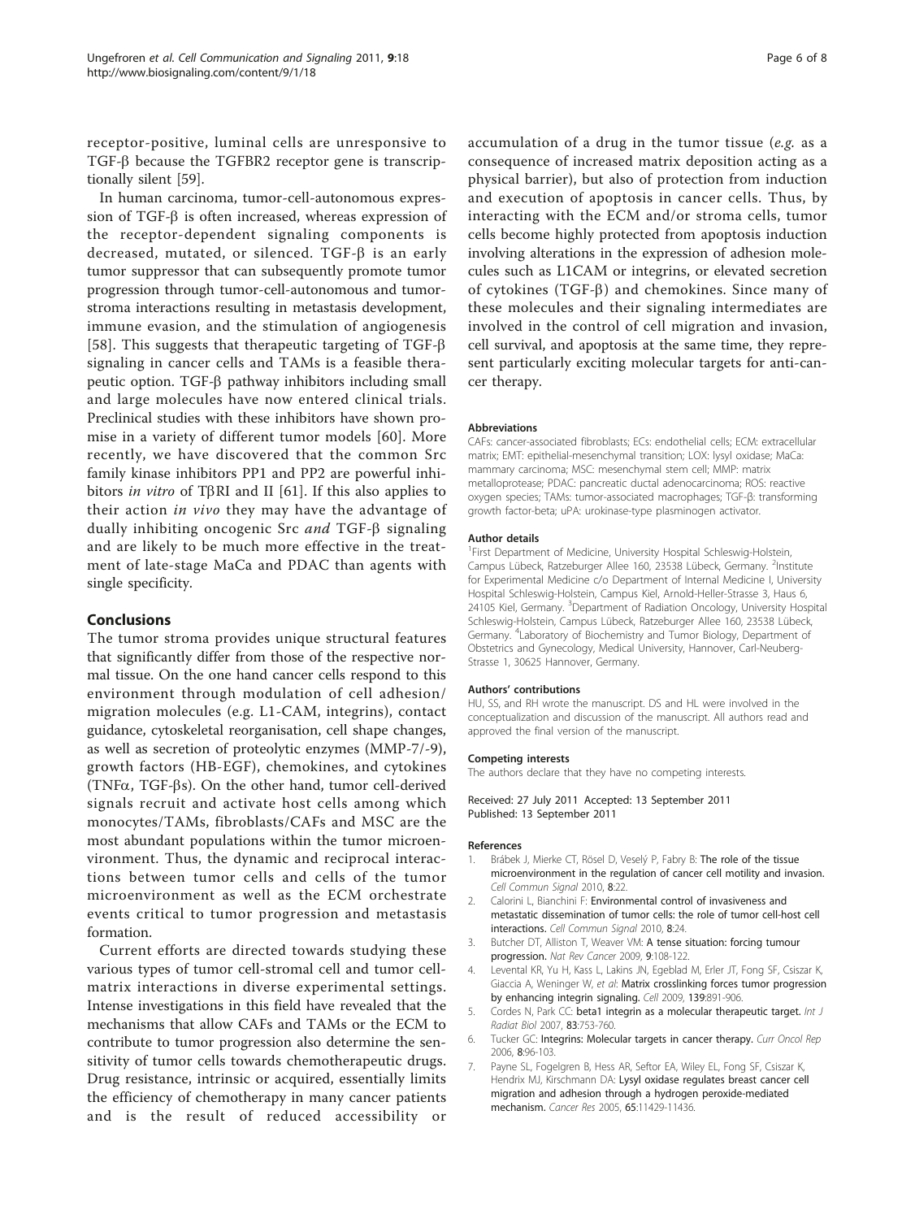receptor-positive, luminal cells are unresponsive to TGF-β because the TGFBR2 receptor gene is transcriptionally silent [59].

In human carcinoma, tumor-cell-autonomous expression of TGF-β is often increased, whereas expression of the receptor-dependent signaling components is decreased, mutated, or silenced. TGF-β is an early tumor suppressor that can subsequently promote tumor progression through tumor-cell-autonomous and tumor-stroma interactions resulting in metastasis development, immune evasion, and the stimulation of angiogenesis [58]. This suggests that therapeutic targeting of TGF-β signaling in cancer cells and TAMs is a feasible therapeutic option. TGF-β pathway inhibitors including small and large molecules have now entered clinical trials. Preclinical studies with these inhibitors have shown promise in a variety of different tumor models [60]. More recently, we have discovered that the common Src family kinase inhibitors PP1 and PP2 are powerful inhibitors *in vitro* of TβRI and II [61]. If this also applies to their action *in vivo* they may have the advantage of dually inhibiting oncogenic Src *and* TGF-β signaling and are likely to be much more effective in the treatment of late-stage MaCa and PDAC than agents with single specificity.

## Conclusions

The tumor stroma provides unique structural features that significantly differ from those of the respective normal tissue. On the one hand cancer cells respond to this environment through modulation of cell adhesion/migration molecules (e.g. L1-CAM, integrins), contact guidance, cytoskeletal reorganisation, cell shape changes, as well as secretion of proteolytic enzymes (MMP-7/-9), growth factors (HB-EGF), chemokines, and cytokines (TNFα, TGF-βs). On the other hand, tumor cell-derived signals recruit and activate host cells among which monocytes/TAMs, fibroblasts/CAFs and MSC are the most abundant populations within the tumor microenvironment. Thus, the dynamic and reciprocal interactions between tumor cells and cells of the tumor microenvironment as well as the ECM orchestrate events critical to tumor progression and metastasis formation.

Current efforts are directed towards studying these various types of tumor cell-stromal cell and tumor cell-matrix interactions in diverse experimental settings. Intense investigations in this field have revealed that the mechanisms that allow CAFs and TAMs or the ECM to contribute to tumor progression also determine the sensitivity of tumor cells towards chemotherapeutic drugs. Drug resistance, intrinsic or acquired, essentially limits the efficiency of chemotherapy in many cancer patients and is the result of reduced accessibility or accumulation of a drug in the tumor tissue (*e.g.* as a consequence of increased matrix deposition acting as a physical barrier), but also of protection from induction and execution of apoptosis in cancer cells. Thus, by interacting with the ECM and/or stroma cells, tumor cells become highly protected from apoptosis induction involving alterations in the expression of adhesion molecules such as L1CAM or integrins, or elevated secretion of cytokines (TGF-β) and chemokines. Since many of these molecules and their signaling intermediates are involved in the control of cell migration and invasion, cell survival, and apoptosis at the same time, they represent particularly exciting molecular targets for anti-cancer therapy.

#### Abbreviations

CAFs: cancer-associated fibroblasts; ECs: endothelial cells; ECM: extracellular matrix; EMT: epithelial-mesenchymal transition; LOX: lysyl oxidase; MaCa: mammary carcinoma; MSC: mesenchymal stem cell; MMP: matrix metalloprotease; PDAC: pancreatic ductal adenocarcinoma; ROS: reactive oxygen species; TAMs: tumor-associated macrophages; TGF-β: transforming growth factor-beta; uPA: urokinase-type plasminogen activator.

#### Author details

[1]First Department of Medicine, University Hospital Schleswig-Holstein, Campus Lübeck, Ratzeburger Allee 160, 23538 Lübeck, Germany. [2]Institute for Experimental Medicine c/o Department of Internal Medicine I, University Hospital Schleswig-Holstein, Campus Kiel, Arnold-Heller-Strasse 3, Haus 6, 24105 Kiel, Germany. [3]Department of Radiation Oncology, University Hospital Schleswig-Holstein, Campus Lübeck, Ratzeburger Allee 160, 23538 Lübeck, Germany. [4]Laboratory of Biochemistry and Tumor Biology, Department of Obstetrics and Gynecology, Medical University, Hannover, Carl-Neuberg-Strasse 1, 30625 Hannover, Germany.

#### Authors' contributions

HU, SS, and RH wrote the manuscript. DS and HL were involved in the conceptualization and discussion of the manuscript. All authors read and approved the final version of the manuscript.

#### Competing interests

The authors declare that they have no competing interests.

Received: 27 July 2011 Accepted: 13 September 2011
Published: 13 September 2011

#### References

1. Brábek J, Mierke CT, Rösel D, Veselý P, Fabry B: **The role of the tissue microenvironment in the regulation of cancer cell motility and invasion.** *Cell Commun Signal* 2010, **8**:22.
2. Calorini L, Bianchini F: **Environmental control of invasiveness and metastatic dissemination of tumor cells: the role of tumor cell-host cell interactions.** *Cell Commun Signal* 2010, **8**:24.
3. Butcher DT, Alliston T, Weaver VM: **A tense situation: forcing tumour progression.** *Nat Rev Cancer* 2009, **9**:108-122.
4. Levental KR, Yu H, Kass L, Lakins JN, Egeblad M, Erler JT, Fong SF, Csiszar K, Giaccia A, Weninger W, *et al*: **Matrix crosslinking forces tumor progression by enhancing integrin signaling.** *Cell* 2009, **139**:891-906.
5. Cordes N, Park CC: **beta1 integrin as a molecular therapeutic target.** *Int J Radiat Biol* 2007, **83**:753-760.
6. Tucker GC: **Integrins: Molecular targets in cancer therapy.** *Curr Oncol Rep* 2006, **8**:96-103.
7. Payne SL, Fogelgren B, Hess AR, Seftor EA, Wiley EL, Fong SF, Csiszar K, Hendrix MJ, Kirschmann DA: **Lysyl oxidase regulates breast cancer cell migration and adhesion through a hydrogen peroxide-mediated mechanism.** *Cancer Res* 2005, **65**:11429-11436.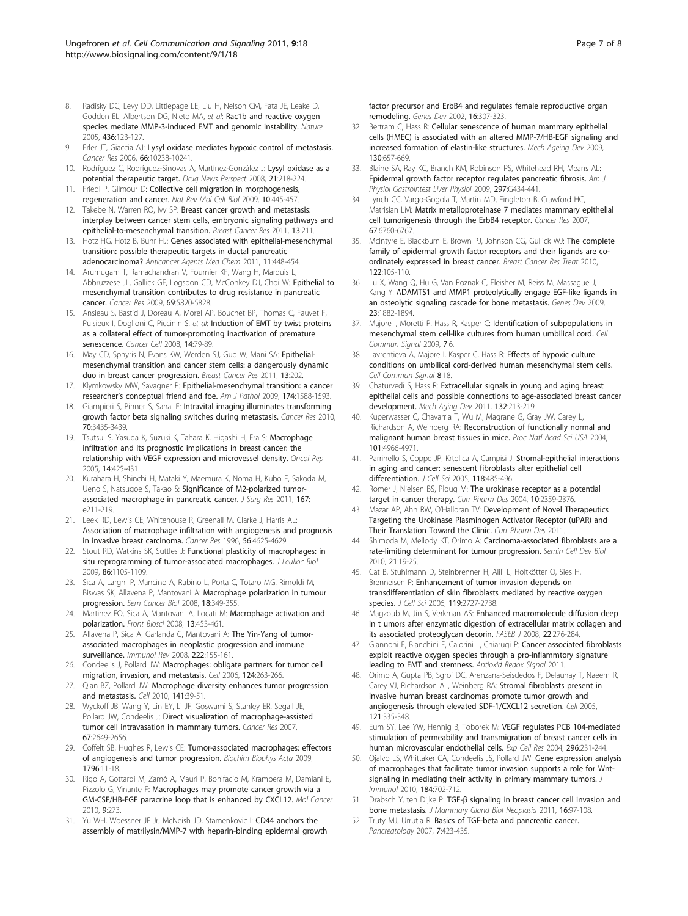8. Radisky DC, Levy DD, Littlepage LE, Liu H, Nelson CM, Fata JE, Leake D, Godden EL, Albertson DG, Nieto MA, *et al*: **Rac1b and reactive oxygen species mediate MMP-3-induced EMT and genomic instability.** *Nature* 2005, **436**:123-127.
9. Erler JT, Giaccia AJ: **Lysyl oxidase mediates hypoxic control of metastasis.** *Cancer Res* 2006, **66**:10238-10241.
10. Rodríguez C, Rodríguez-Sinovas A, Martínez-González J: **Lysyl oxidase as a potential therapeutic target.** *Drug News Perspect* 2008, **21**:218-224.
11. Friedl P, Gilmour D: **Collective cell migration in morphogenesis, regeneration and cancer.** *Nat Rev Mol Cell Biol* 2009, **10**:445-457.
12. Takebe N, Warren RQ, Ivy SP: **Breast cancer growth and metastasis: interplay between cancer stem cells, embryonic signaling pathways and epithelial-to-mesenchymal transition.** *Breast Cancer Res* 2011, **13**:211.
13. Hotz HG, Hotz B, Buhr HJ: **Genes associated with epithelial-mesenchymal transition: possible therapeutic targets in ductal pancreatic adenocarcinoma?** *Anticancer Agents Med Chem* 2011, **11**:448-454.
14. Arumugam T, Ramachandran V, Fournier KF, Wang H, Marquis L, Abbruzzese JL, Gallick GE, Logsdon CD, McConkey DJ, Choi W: **Epithelial to mesenchymal transition contributes to drug resistance in pancreatic cancer.** *Cancer Res* 2009, **69**:5820-5828.
15. Ansieau S, Bastid J, Doreau A, Morel AP, Bouchet BP, Thomas C, Fauvet F, Puisieux I, Doglioni C, Piccinin S, *et al*: **Induction of EMT by twist proteins as a collateral effect of tumor-promoting inactivation of premature senescence.** *Cancer Cell* 2008, **14**:79-89.
16. May CD, Sphyris N, Evans KW, Werden SJ, Guo W, Mani SA: **Epithelial-mesenchymal transition and cancer stem cells: a dangerously dynamic duo in breast cancer progression.** *Breast Cancer Res* 2011, **13**:202.
17. Klymkowsky MW, Savagner P: **Epithelial-mesenchymal transition: a cancer researcher's conceptual friend and foe.** *Am J Pathol* 2009, **174**:1588-1593.
18. Giampieri S, Pinner S, Sahai E: **Intravital imaging illuminates transforming growth factor beta signaling switches during metastasis.** *Cancer Res* 2010, **70**:3435-3439.
19. Tsutsui S, Yasuda K, Suzuki K, Tahara K, Higashi H, Era S: **Macrophage infiltration and its prognostic implications in breast cancer: the relationship with VEGF expression and microvessel density.** *Oncol Rep* 2005, **14**:425-431.
20. Kurahara H, Shinchi H, Mataki Y, Maemura K, Noma H, Kubo F, Sakoda M, Ueno S, Natsugoe S, Takao S: **Significance of M2-polarized tumor-associated macrophage in pancreatic cancer.** *J Surg Res* 2011, **167**:e211-219.
21. Leek RD, Lewis CE, Whitehouse R, Greenall M, Clarke J, Harris AL: **Association of macrophage infiltration with angiogenesis and prognosis in invasive breast carcinoma.** *Cancer Res* 1996, **56**:4625-4629.
22. Stout RD, Watkins SK, Suttles J: **Functional plasticity of macrophages: in situ reprogramming of tumor-associated macrophages.** *J Leukoc Biol* 2009, **86**:1105-1109.
23. Sica A, Larghi P, Mancino A, Rubino L, Porta C, Totaro MG, Rimoldi M, Biswas SK, Allavena P, Mantovani A: **Macrophage polarization in tumour progression.** *Sem Cancer Biol* 2008, **18**:349-355.
24. Martinez FO, Sica A, Mantovani A, Locati M: **Macrophage activation and polarization.** *Front Biosci* 2008, **13**:453-461.
25. Allavena P, Sica A, Garlanda C, Mantovani A: **The Yin-Yang of tumor-associated macrophages in neoplastic progression and immune surveillance.** *Immunol Rev* 2008, **222**:155-161.
26. Condeelis J, Pollard JW: **Macrophages: obligate partners for tumor cell migration, invasion, and metastasis.** *Cell* 2006, **124**:263-266.
27. Qian BZ, Pollard JW: **Macrophage diversity enhances tumor progression and metastasis.** *Cell* 2010, **141**:39-51.
28. Wyckoff JB, Wang Y, Lin EY, Li JF, Goswami S, Stanley ER, Segall JE, Pollard JW, Condeelis J: **Direct visualization of macrophage-assisted tumor cell intravasation in mammary tumors.** *Cancer Res* 2007, **67**:2649-2656.
29. Coffelt SB, Hughes R, Lewis CE: **Tumor-associated macrophages: effectors of angiogenesis and tumor progression.** *Biochim Biophys Acta* 2009, **1796**:11-18.
30. Rigo A, Gottardi M, Zamò A, Mauri P, Bonifacio M, Krampera M, Damiani E, Pizzolo G, Vinante F: **Macrophages may promote cancer growth via a GM-CSF/HB-EGF paracrine loop that is enhanced by CXCL12.** *Mol Cancer* 2010, **9**:273.
31. Yu WH, Woessner JF Jr, McNeish JD, Stamenkovic I: **CD44 anchors the assembly of matrilysin/MMP-7 with heparin-binding epidermal growth factor precursor and ErbB4 and regulates female reproductive organ remodeling.** *Genes Dev* 2002, **16**:307-323.
32. Bertram C, Hass R: **Cellular senescence of human mammary epithelial cells (HMEC) is associated with an altered MMP-7/HB-EGF signaling and increased formation of elastin-like structures.** *Mech Ageing Dev* 2009, **130**:657-669.
33. Blaine SA, Ray KC, Branch KM, Robinson PS, Whitehead RH, Means AL: **Epidermal growth factor receptor regulates pancreatic fibrosis.** *Am J Physiol Gastrointest Liver Physiol* 2009, **297**:G434-441.
34. Lynch CC, Vargo-Gogola T, Martin MD, Fingleton B, Crawford HC, Matrisian LM: **Matrix metalloproteinase 7 mediates mammary epithelial cell tumorigenesis through the ErbB4 receptor.** *Cancer Res* 2007, **67**:6760-6767.
35. McIntyre E, Blackburn E, Brown PJ, Johnson CG, Gullick WJ: **The complete family of epidermal growth factor receptors and their ligands are co-ordinately expressed in breast cancer.** *Breast Cancer Res Treat* 2010, **122**:105-110.
36. Lu X, Wang Q, Hu G, Van Poznak C, Fleisher M, Reiss M, Massague J, Kang Y: **ADAMTS1 and MMP1 proteolytically engage EGF-like ligands in an osteolytic signaling cascade for bone metastasis.** *Genes Dev* 2009, **23**:1882-1894.
37. Majore I, Moretti P, Hass R, Kasper C: **Identification of subpopulations in mesenchymal stem cell-like cultures from human umbilical cord.** *Cell Commun Signal* 2009, **7**:6.
38. Lavrentieva A, Majore I, Kasper C, Hass R: **Effects of hypoxic culture conditions on umbilical cord-derived human mesenchymal stem cells.** *Cell Commun Signal* **8**:18.
39. Chaturvedi S, Hass R: **Extracellular signals in young and aging breast epithelial cells and possible connections to age-associated breast cancer development.** *Mech Aging Dev* 2011, **132**:213-219.
40. Kuperwasser C, Chavarria T, Wu M, Magrane G, Gray JW, Carey L, Richardson A, Weinberg RA: **Reconstruction of functionally normal and malignant human breast tissues in mice.** *Proc Natl Acad Sci USA* 2004, **101**:4966-4971.
41. Parrinello S, Coppe JP, Krtolica A, Campisi J: **Stromal-epithelial interactions in aging and cancer: senescent fibroblasts alter epithelial cell differentiation.** *J Cell Sci* 2005, **118**:485-496.
42. Romer J, Nielsen BS, Ploug M: **The urokinase receptor as a potential target in cancer therapy.** *Curr Pharm Des* 2004, **10**:2359-2376.
43. Mazar AP, Ahn RW, O'Halloran TV: **Development of Novel Therapeutics Targeting the Urokinase Plasminogen Activator Receptor (uPAR) and Their Translation Toward the Clinic.** *Curr Pharm Des* 2011.
44. Shimoda M, Mellody KT, Orimo A: **Carcinoma-associated fibroblasts are a rate-limiting determinant for tumour progression.** *Semin Cell Dev Biol* 2010, **21**:19-25.
45. Cat B, Stuhlmann D, Steinbrenner H, Alili L, Holtkötter O, Sies H, Brenneisen P: **Enhancement of tumor invasion depends on transdifferentiation of skin fibroblasts mediated by reactive oxygen species.** *J Cell Sci* 2006, **119**:2727-2738.
46. Magzoub M, Jin S, Verkman AS: **Enhanced macromolecule diffusion deep in t umors after enzymatic digestion of extracellular matrix collagen and its associated proteoglycan decorin.** *FASEB J* 2008, **22**:276-284.
47. Giannoni E, Bianchini F, Calorini L, Chiarugi P: **Cancer associated fibroblasts exploit reactive oxygen species through a pro-inflammtory signature leading to EMT and stemness.** *Antioxid Redox Signal* 2011.
48. Orimo A, Gupta PB, Sgroi DC, Arenzana-Seisdedos F, Delaunay T, Naeem R, Carey VJ, Richardson AL, Weinberg RA: **Stromal fibroblasts present in invasive human breast carcinomas promote tumor growth and angiogenesis through elevated SDF-1/CXCL12 secretion.** *Cell* 2005, **121**:335-348.
49. Eum SY, Lee YW, Hennig B, Toborek M: **VEGF regulates PCB 104-mediated stimulation of permeability and transmigration of breast cancer cells in human microvascular endothelial cells.** *Exp Cell Res* 2004, **296**:231-244.
50. Ojalvo LS, Whittaker CA, Condeelis JS, Pollard JW: **Gene expression analysis of macrophages that facilitate tumor invasion supports a role for Wnt-signaling in mediating their activity in primary mammary tumors.** *J Immunol* 2010, **184**:702-712.
51. Drabsch Y, ten Dijke P: **TGF-β signaling in breast cancer cell invasion and bone metastasis.** *J Mammary Gland Biol Neoplasia* 2011, **16**:97-108.
52. Truty MJ, Urrutia R: **Basics of TGF-beta and pancreatic cancer.** *Pancreatology* 2007, **7**:423-435.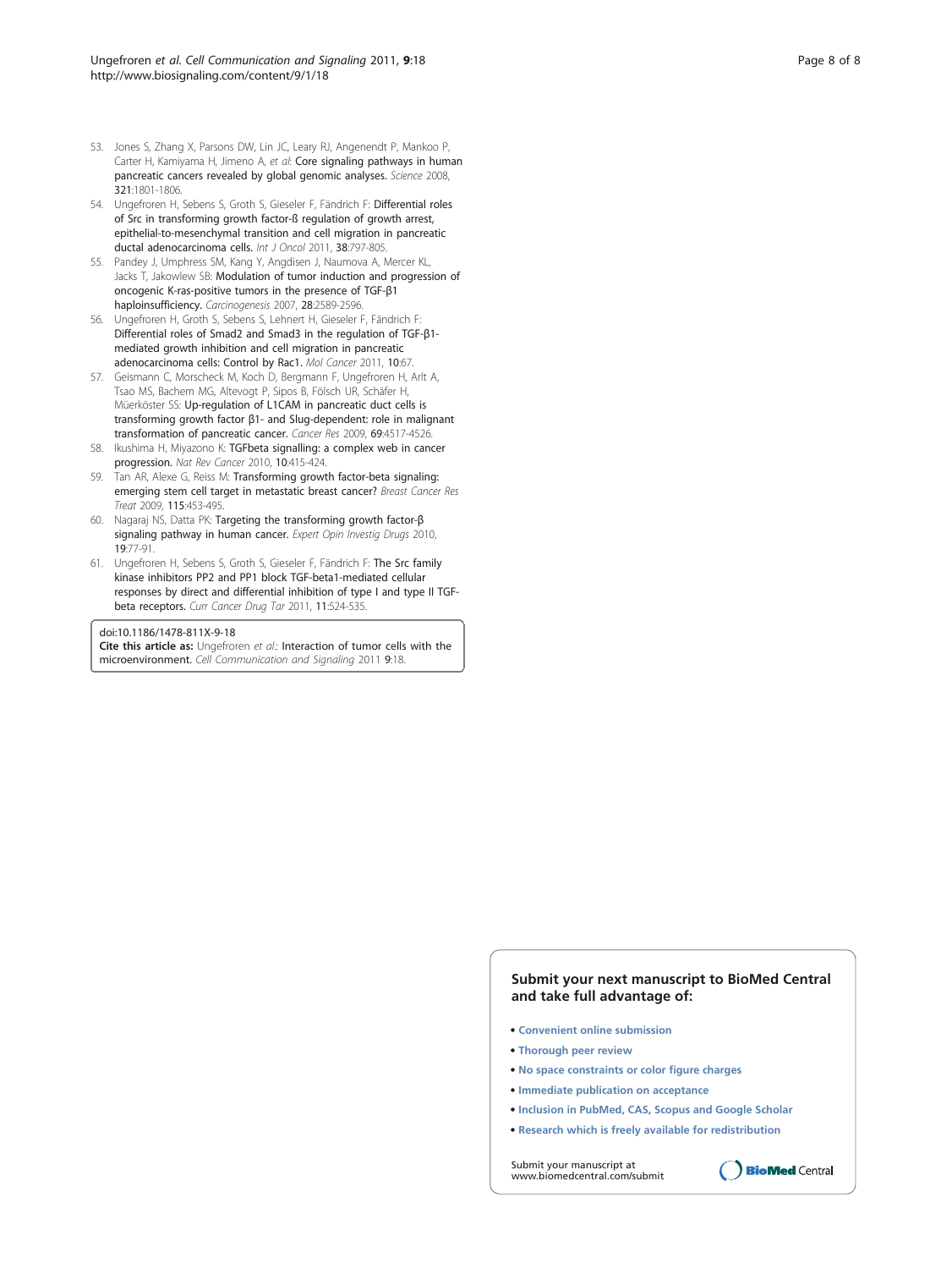53. Jones S, Zhang X, Parsons DW, Lin JC, Leary RJ, Angenendt P, Mankoo P, Carter H, Kamiyama H, Jimeno A, *et al*: **Core signaling pathways in human pancreatic cancers revealed by global genomic analyses.** *Science* 2008, **321**:1801-1806.
54. Ungefroren H, Sebens S, Groth S, Gieseler F, Fändrich F: **Differential roles of Src in transforming growth factor-ß regulation of growth arrest, epithelial-to-mesenchymal transition and cell migration in pancreatic ductal adenocarcinoma cells.** *Int J Oncol* 2011, **38**:797-805.
55. Pandey J, Umphress SM, Kang Y, Angdisen J, Naumova A, Mercer KL, Jacks T, Jakowlew SB: **Modulation of tumor induction and progression of oncogenic K-ras-positive tumors in the presence of TGF-β1 haploinsufficiency.** *Carcinogenesis* 2007, **28**:2589-2596.
56. Ungefroren H, Groth S, Sebens S, Lehnert H, Gieseler F, Fändrich F: **Differential roles of Smad2 and Smad3 in the regulation of TGF-β1-mediated growth inhibition and cell migration in pancreatic adenocarcinoma cells: Control by Rac1.** *Mol Cancer* 2011, **10**:67.
57. Geismann C, Morscheck M, Koch D, Bergmann F, Ungefroren H, Arlt A, Tsao MS, Bachem MG, Altevogt P, Sipos B, Fölsch UR, Schäfer H, Müerköster SS: **Up-regulation of L1CAM in pancreatic duct cells is transforming growth factor β1- and Slug-dependent: role in malignant transformation of pancreatic cancer.** *Cancer Res* 2009, **69**:4517-4526.
58. Ikushima H, Miyazono K: **TGFbeta signalling: a complex web in cancer progression.** *Nat Rev Cancer* 2010, **10**:415-424.
59. Tan AR, Alexe G, Reiss M: **Transforming growth factor-beta signaling: emerging stem cell target in metastatic breast cancer?** *Breast Cancer Res Treat* 2009, **115**:453-495.
60. Nagaraj NS, Datta PK: **Targeting the transforming growth factor-β signaling pathway in human cancer.** *Expert Opin Investig Drugs* 2010, **19**:77-91.
61. Ungefroren H, Sebens S, Groth S, Gieseler F, Fändrich F: **The Src family kinase inhibitors PP2 and PP1 block TGF-beta1-mediated cellular responses by direct and differential inhibition of type I and type II TGF-beta receptors.** *Curr Cancer Drug Tar* 2011, **11**:524-535.

doi:10.1186/1478-811X-9-18

**Cite this article as:** Ungefroren *et al.*: Interaction of tumor cells with the microenvironment. *Cell Communication and Signaling* 2011 **9**:18.

**Submit your next manuscript to BioMed Central and take full advantage of:**

- Convenient online submission
- Thorough peer review
- No space constraints or color figure charges
- Immediate publication on acceptance
- Inclusion in PubMed, CAS, Scopus and Google Scholar
- Research which is freely available for redistribution

Submit your manuscript at www.biomedcentral.com/submit

BioMed Central